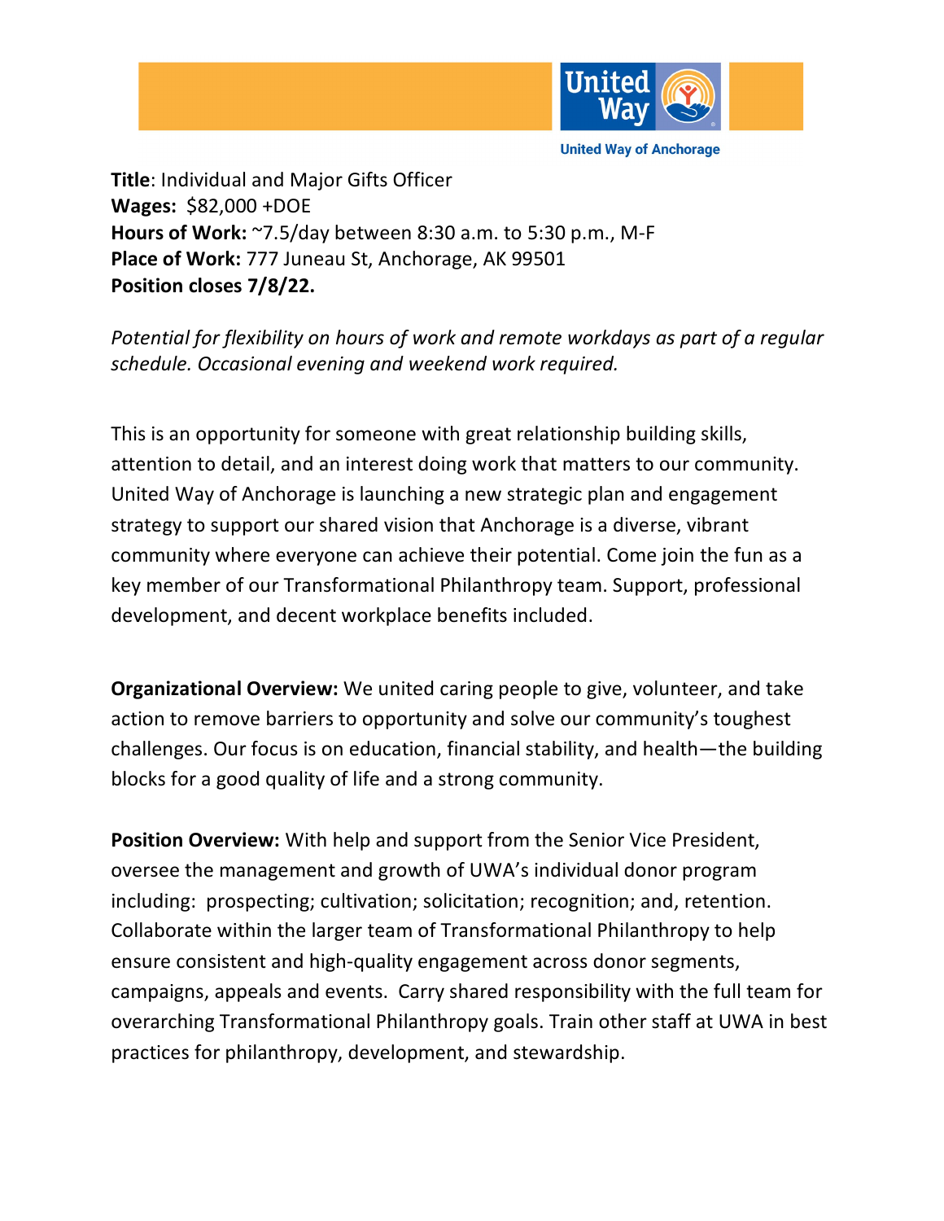United Way of Anchorage

**Title**: Individual and Major Gifts Officer
**Wages:** $82,000 +DOE
**Hours of Work:** ~7.5/day between 8:30 a.m. to 5:30 p.m., M-F
**Place of Work:** 777 Juneau St, Anchorage, AK 99501
**Position closes 7/8/22.**

*Potential for flexibility on hours of work and remote workdays as part of a regular schedule. Occasional evening and weekend work required.*

This is an opportunity for someone with great relationship building skills, attention to detail, and an interest doing work that matters to our community. United Way of Anchorage is launching a new strategic plan and engagement strategy to support our shared vision that Anchorage is a diverse, vibrant community where everyone can achieve their potential. Come join the fun as a key member of our Transformational Philanthropy team. Support, professional development, and decent workplace benefits included.

**Organizational Overview:** We united caring people to give, volunteer, and take action to remove barriers to opportunity and solve our community's toughest challenges. Our focus is on education, financial stability, and health—the building blocks for a good quality of life and a strong community.

**Position Overview:** With help and support from the Senior Vice President, oversee the management and growth of UWA's individual donor program including: prospecting; cultivation; solicitation; recognition; and, retention. Collaborate within the larger team of Transformational Philanthropy to help ensure consistent and high-quality engagement across donor segments, campaigns, appeals and events. Carry shared responsibility with the full team for overarching Transformational Philanthropy goals. Train other staff at UWA in best practices for philanthropy, development, and stewardship.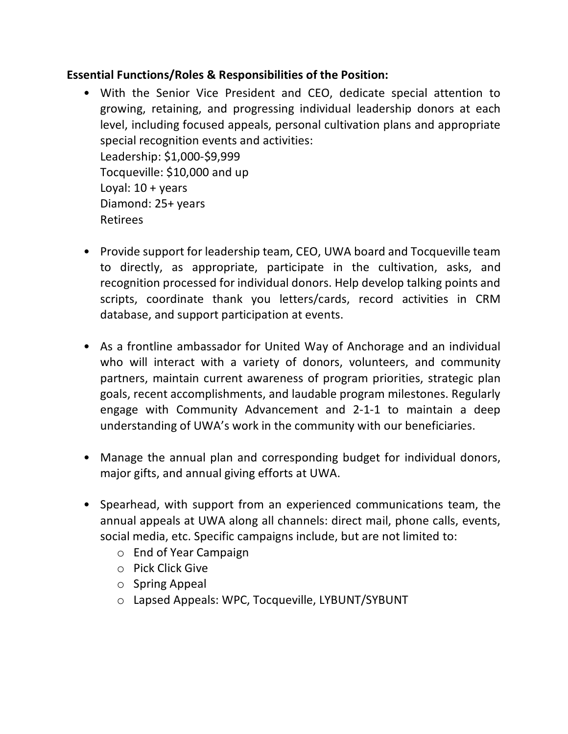**Essential Functions/Roles & Responsibilities of the Position:**

- With the Senior Vice President and CEO, dedicate special attention to growing, retaining, and progressing individual leadership donors at each level, including focused appeals, personal cultivation plans and appropriate special recognition events and activities:
  Leadership: $1,000-$9,999
  Tocqueville: $10,000 and up
  Loyal: 10 + years
  Diamond: 25+ years
  Retirees

- Provide support for leadership team, CEO, UWA board and Tocqueville team to directly, as appropriate, participate in the cultivation, asks, and recognition processed for individual donors. Help develop talking points and scripts, coordinate thank you letters/cards, record activities in CRM database, and support participation at events.

- As a frontline ambassador for United Way of Anchorage and an individual who will interact with a variety of donors, volunteers, and community partners, maintain current awareness of program priorities, strategic plan goals, recent accomplishments, and laudable program milestones. Regularly engage with Community Advancement and 2-1-1 to maintain a deep understanding of UWA's work in the community with our beneficiaries.

- Manage the annual plan and corresponding budget for individual donors, major gifts, and annual giving efforts at UWA.

- Spearhead, with support from an experienced communications team, the annual appeals at UWA along all channels: direct mail, phone calls, events, social media, etc. Specific campaigns include, but are not limited to:
  - End of Year Campaign
  - Pick Click Give
  - Spring Appeal
  - Lapsed Appeals: WPC, Tocqueville, LYBUNT/SYBUNT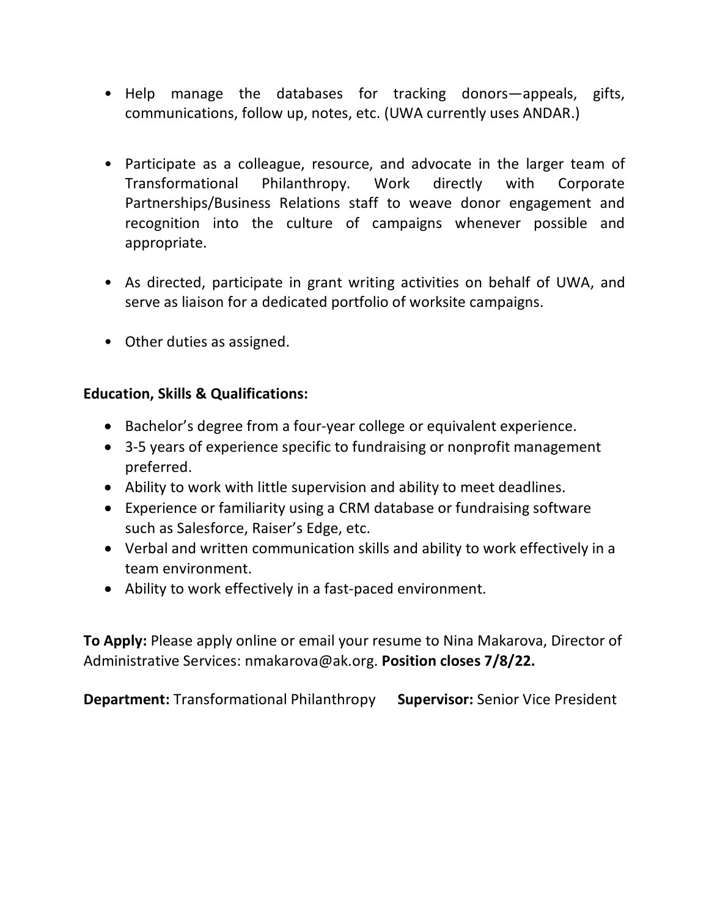- Help manage the databases for tracking donors—appeals, gifts, communications, follow up, notes, etc. (UWA currently uses ANDAR.)

- Participate as a colleague, resource, and advocate in the larger team of Transformational Philanthropy. Work directly with Corporate Partnerships/Business Relations staff to weave donor engagement and recognition into the culture of campaigns whenever possible and appropriate.

- As directed, participate in grant writing activities on behalf of UWA, and serve as liaison for a dedicated portfolio of worksite campaigns.

- Other duties as assigned.

**Education, Skills & Qualifications:**

- Bachelor's degree from a four-year college or equivalent experience.
- 3-5 years of experience specific to fundraising or nonprofit management preferred.
- Ability to work with little supervision and ability to meet deadlines.
- Experience or familiarity using a CRM database or fundraising software such as Salesforce, Raiser's Edge, etc.
- Verbal and written communication skills and ability to work effectively in a team environment.
- Ability to work effectively in a fast-paced environment.

**To Apply:** Please apply online or email your resume to Nina Makarova, Director of Administrative Services: nmakarova@ak.org. **Position closes 7/8/22.**

**Department:** Transformational Philanthropy **Supervisor:** Senior Vice President